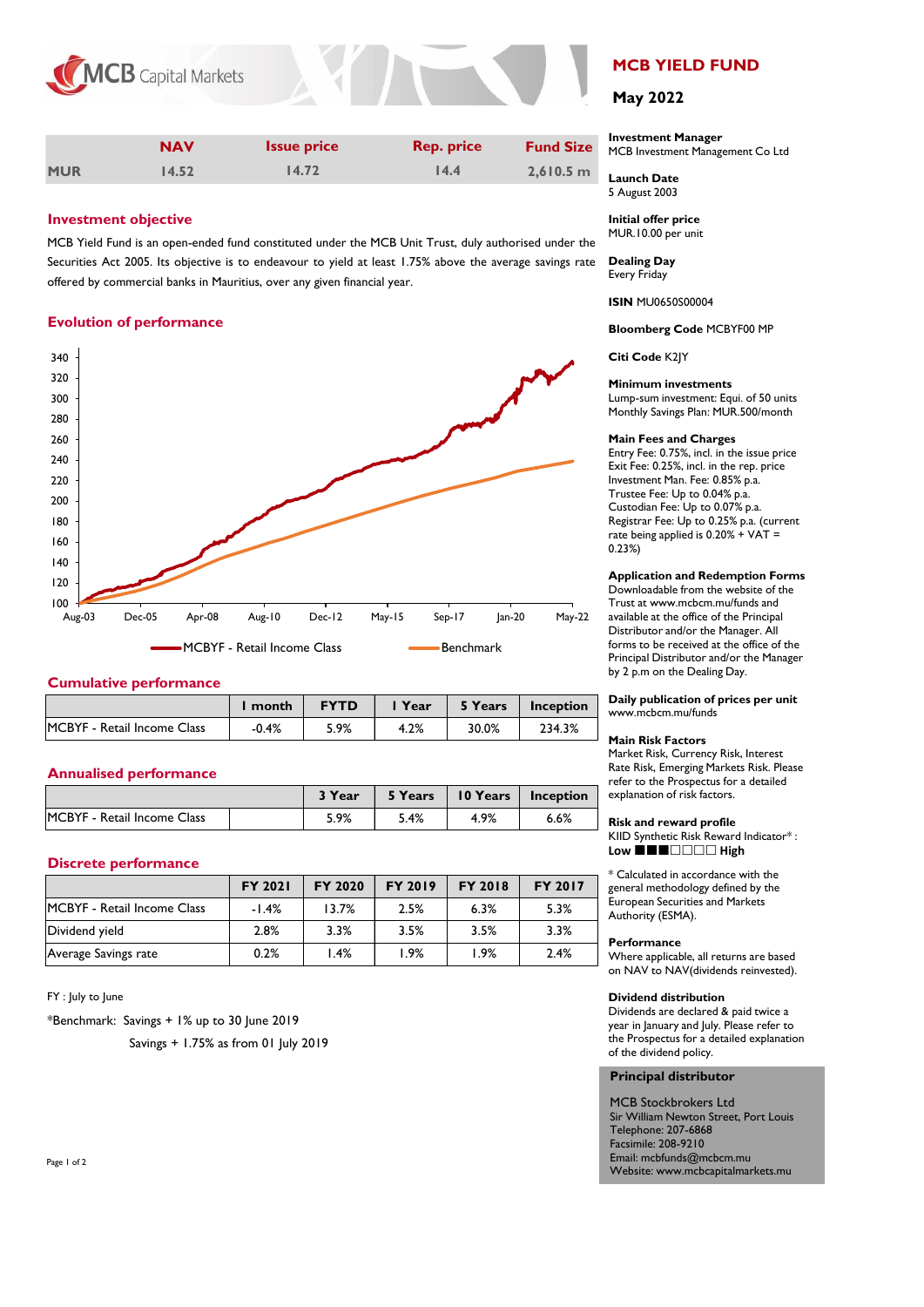# MCB YIELD FUND

## May 2022

| | NAV | Issue price | Rep. price | Fund Size |
|---|---|---|---|---|
| MUR | 14.52 | 14.72 | 14.4 | 2,610.5 m |

### Investment objective

MCB Yield Fund is an open-ended fund constituted under the MCB Unit Trust, duly authorised under the Securities Act 2005. Its objective is to endeavour to yield at least 1.75% above the average savings rate offered by commercial banks in Mauritius, over any given financial year.

### Evolution of performance

MCBYF - Retail Income Class — Benchmark

### Cumulative performance

| | 1 month | FYTD | 1 Year | 5 Years | Inception |
|---|---|---|---|---|---|
| MCBYF - Retail Income Class | -0.4% | 5.9% | 4.2% | 30.0% | 234.3% |

### Annualised performance

| | | 3 Year | 5 Years | 10 Years | Inception |
|---|---|---|---|---|---|
| MCBYF - Retail Income Class | | 5.9% | 5.4% | 4.9% | 6.6% |

### Discrete performance

| | FY 2021 | FY 2020 | FY 2019 | FY 2018 | FY 2017 |
|---|---|---|---|---|---|
| MCBYF - Retail Income Class | -1.4% | 13.7% | 2.5% | 6.3% | 5.3% |
| Dividend yield | 2.8% | 3.3% | 3.5% | 3.5% | 3.3% |
| Average Savings rate | 0.2% | 1.4% | 1.9% | 1.9% | 2.4% |

FY : July to June

*Benchmark: Savings + 1% up to 30 June 2019

Savings + 1.75% as from 01 July 2019

**Investment Manager**
MCB Investment Management Co Ltd

**Launch Date**
5 August 2003

**Initial offer price**
MUR.10.00 per unit

**Dealing Day**
Every Friday

**ISIN** MU0650S00004

**Bloomberg Code** MCBYF00 MP

**Citi Code** K2JY

**Minimum investments**
Lump-sum investment: Equi. of 50 units
Monthly Savings Plan: MUR.500/month

**Main Fees and Charges**
Entry Fee: 0.75%, incl. in the issue price
Exit Fee: 0.25%, incl. in the rep. price
Investment Man. Fee: 0.85% p.a.
Trustee Fee: Up to 0.04% p.a.
Custodian Fee: Up to 0.07% p.a.
Registrar Fee: Up to 0.25% p.a. (current rate being applied is 0.20% + VAT = 0.23%)

**Application and Redemption Forms**
Downloadable from the website of the Trust at www.mcbcm.mu/funds and available at the office of the Principal Distributor and/or the Manager. All forms to be received at the office of the Principal Distributor and/or the Manager by 2 p.m on the Dealing Day.

**Daily publication of prices per unit**
www.mcbcm.mu/funds

**Main Risk Factors**
Market Risk, Currency Risk, Interest Rate Risk, Emerging Markets Risk. Please refer to the Prospectus for a detailed explanation of risk factors.

**Risk and reward profile**
KIID Synthetic Risk Reward Indicator* :
**Low** ■■■□□□□ **High**

* Calculated in accordance with the general methodology defined by the European Securities and Markets Authority (ESMA).

**Performance**
Where applicable, all returns are based on NAV to NAV(dividends reinvested).

**Dividend distribution**
Dividends are declared & paid twice a year in January and July. Please refer to the Prospectus for a detailed explanation of the dividend policy.

**Principal distributor**

MCB Stockbrokers Ltd
Sir William Newton Street, Port Louis
Telephone: 207-6868
Facsimile: 208-9210
Email: mcbfunds@mcbcm.mu
Website: www.mcbcapitalmarkets.mu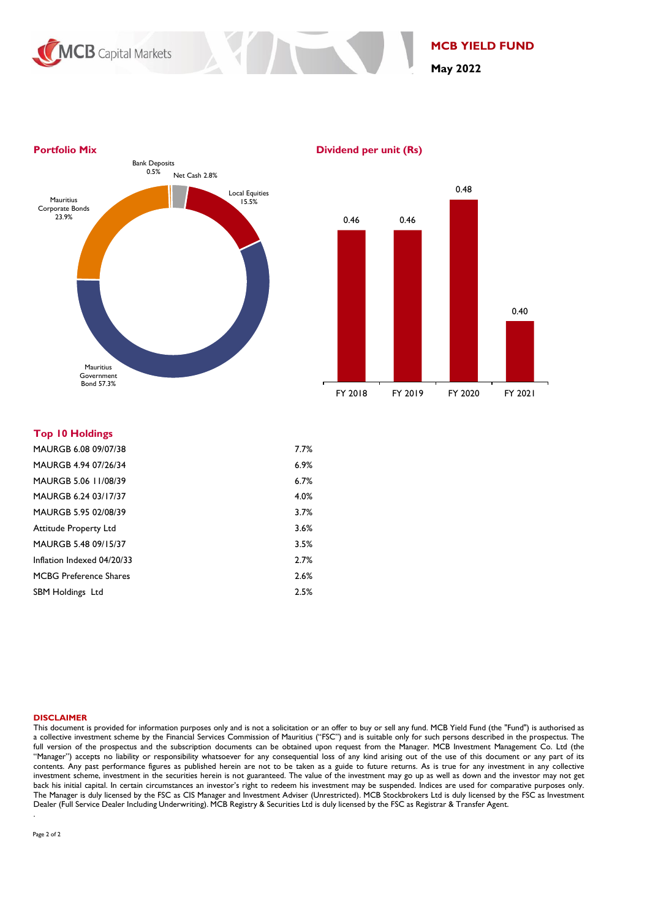# MCB YIELD FUND

**May 2022**

## Portfolio Mix

Bank Deposits 0.5%

Net Cash 2.8%

Local Equities 15.5%

Mauritius Corporate Bonds 23.9%

Mauritius Government Bond 57.3%

## Dividend per unit (Rs)

0.46

0.46

0.48

0.40

FY 2018

FY 2019

FY 2020

FY 2021

## Top 10 Holdings

| | |
|---|---|
| MAURGB 6.08 09/07/38 | 7.7% |
| MAURGB 4.94 07/26/34 | 6.9% |
| MAURGB 5.06 11/08/39 | 6.7% |
| MAURGB 6.24 03/17/37 | 4.0% |
| MAURGB 5.95 02/08/39 | 3.7% |
| Attitude Property Ltd | 3.6% |
| MAURGB 5.48 09/15/37 | 3.5% |
| Inflation Indexed 04/20/33 | 2.7% |
| MCBG Preference Shares | 2.6% |
| SBM Holdings Ltd | 2.5% |

### DISCLAIMER

This document is provided for information purposes only and is not a solicitation or an offer to buy or sell any fund. MCB Yield Fund (the "Fund") is authorised as a collective investment scheme by the Financial Services Commission of Mauritius ("FSC") and is suitable only for such persons described in the prospectus. The full version of the prospectus and the subscription documents can be obtained upon request from the Manager. MCB Investment Management Co. Ltd (the "Manager") accepts no liability or responsibility whatsoever for any consequential loss of any kind arising out of the use of this document or any part of its contents. Any past performance figures as published herein are not to be taken as a guide to future returns. As is true for any investment in any collective investment scheme, investment in the securities herein is not guaranteed. The value of the investment may go up as well as down and the investor may not get back his initial capital. In certain circumstances an investor's right to redeem his investment may be suspended. Indices are used for comparative purposes only. The Manager is duly licensed by the FSC as CIS Manager and Investment Adviser (Unrestricted). MCB Stockbrokers Ltd is duly licensed by the FSC as Investment Dealer (Full Service Dealer Including Underwriting). MCB Registry & Securities Ltd is duly licensed by the FSC as Registrar & Transfer Agent.